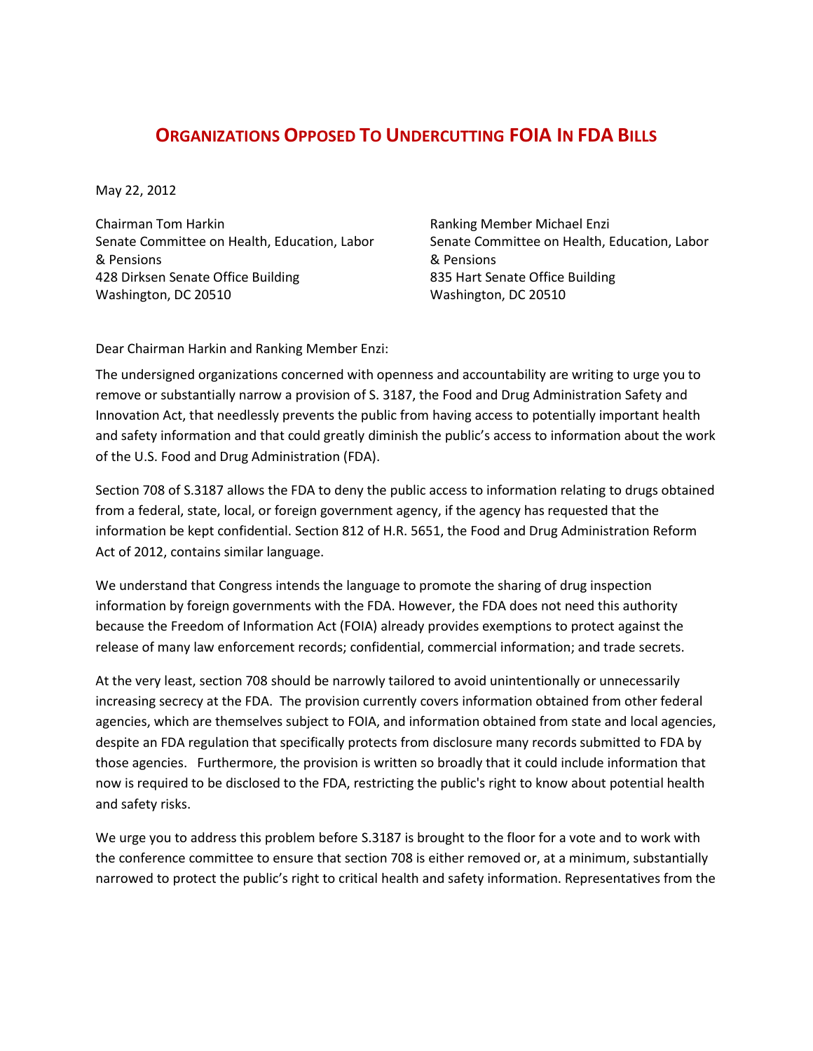# ORGANIZATIONS OPPOSED TO UNDERCUTTING FOIA IN FDA BILLS

May 22, 2012

Chairman Tom Harkin
Senate Committee on Health, Education, Labor & Pensions
428 Dirksen Senate Office Building
Washington, DC 20510

Ranking Member Michael Enzi
Senate Committee on Health, Education, Labor & Pensions
835 Hart Senate Office Building
Washington, DC 20510

Dear Chairman Harkin and Ranking Member Enzi:

The undersigned organizations concerned with openness and accountability are writing to urge you to remove or substantially narrow a provision of S. 3187, the Food and Drug Administration Safety and Innovation Act, that needlessly prevents the public from having access to potentially important health and safety information and that could greatly diminish the public's access to information about the work of the U.S. Food and Drug Administration (FDA).

Section 708 of S.3187 allows the FDA to deny the public access to information relating to drugs obtained from a federal, state, local, or foreign government agency, if the agency has requested that the information be kept confidential. Section 812 of H.R. 5651, the Food and Drug Administration Reform Act of 2012, contains similar language.

We understand that Congress intends the language to promote the sharing of drug inspection information by foreign governments with the FDA. However, the FDA does not need this authority because the Freedom of Information Act (FOIA) already provides exemptions to protect against the release of many law enforcement records; confidential, commercial information; and trade secrets.

At the very least, section 708 should be narrowly tailored to avoid unintentionally or unnecessarily increasing secrecy at the FDA. The provision currently covers information obtained from other federal agencies, which are themselves subject to FOIA, and information obtained from state and local agencies, despite an FDA regulation that specifically protects from disclosure many records submitted to FDA by those agencies. Furthermore, the provision is written so broadly that it could include information that now is required to be disclosed to the FDA, restricting the public's right to know about potential health and safety risks.

We urge you to address this problem before S.3187 is brought to the floor for a vote and to work with the conference committee to ensure that section 708 is either removed or, at a minimum, substantially narrowed to protect the public's right to critical health and safety information. Representatives from the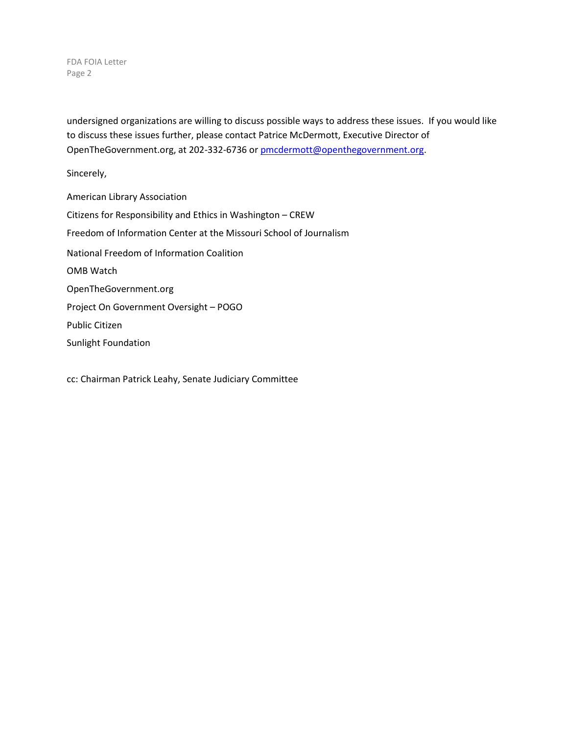undersigned organizations are willing to discuss possible ways to address these issues. If you would like to discuss these issues further, please contact Patrice McDermott, Executive Director of OpenTheGovernment.org, at 202-332-6736 or pmcdermott@openthegovernment.org.

Sincerely,

American Library Association

Citizens for Responsibility and Ethics in Washington – CREW

Freedom of Information Center at the Missouri School of Journalism

National Freedom of Information Coalition

OMB Watch

OpenTheGovernment.org

Project On Government Oversight – POGO

Public Citizen

Sunlight Foundation

cc: Chairman Patrick Leahy, Senate Judiciary Committee